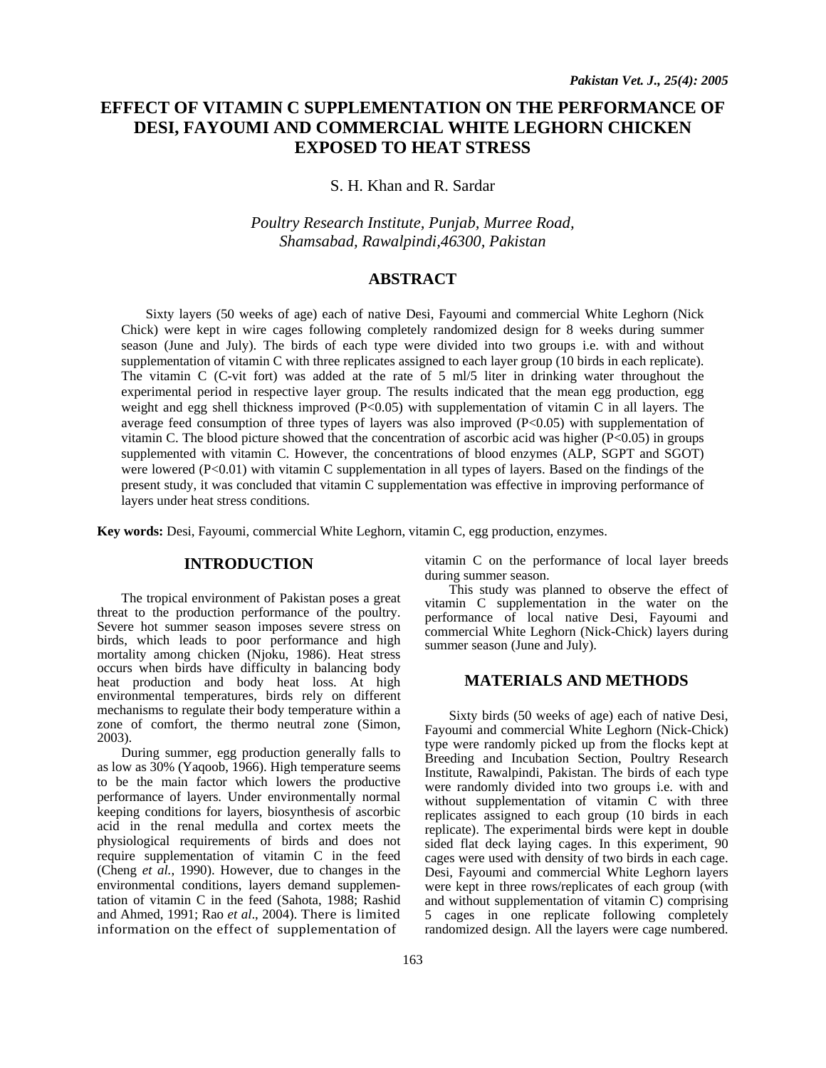# EFFECT OF VITAMIN C SUPPLEMENTATION ON THE PERFORMANCE OF DESI, FAYOUMI AND COMMERCIAL WHITE LEGHORN CHICKEN EXPOSED TO HEAT STRESS

S. H. Khan and R. Sardar

*Poultry Research Institute, Punjab, Murree Road, Shamsabad, Rawalpindi,46300, Pakistan*

## ABSTRACT

Sixty layers (50 weeks of age) each of native Desi, Fayoumi and commercial White Leghorn (Nick Chick) were kept in wire cages following completely randomized design for 8 weeks during summer season (June and July). The birds of each type were divided into two groups i.e. with and without supplementation of vitamin C with three replicates assigned to each layer group (10 birds in each replicate). The vitamin C (C-vit fort) was added at the rate of 5 ml/5 liter in drinking water throughout the experimental period in respective layer group. The results indicated that the mean egg production, egg weight and egg shell thickness improved ($P<0.05$) with supplementation of vitamin C in all layers. The average feed consumption of three types of layers was also improved ($P<0.05$) with supplementation of vitamin C. The blood picture showed that the concentration of ascorbic acid was higher ($P<0.05$) in groups supplemented with vitamin C. However, the concentrations of blood enzymes (ALP, SGPT and SGOT) were lowered ($P<0.01$) with vitamin C supplementation in all types of layers. Based on the findings of the present study, it was concluded that vitamin C supplementation was effective in improving performance of layers under heat stress conditions.

**Key words:** Desi, Fayoumi, commercial White Leghorn, vitamin C, egg production, enzymes.

## INTRODUCTION

The tropical environment of Pakistan poses a great threat to the production performance of the poultry. Severe hot summer season imposes severe stress on birds, which leads to poor performance and high mortality among chicken (Njoku, 1986). Heat stress occurs when birds have difficulty in balancing body heat production and body heat loss. At high environmental temperatures, birds rely on different mechanisms to regulate their body temperature within a zone of comfort, the thermo neutral zone (Simon, 2003).

During summer, egg production generally falls to as low as 30% (Yaqoob, 1966). High temperature seems to be the main factor which lowers the productive performance of layers. Under environmentally normal keeping conditions for layers, biosynthesis of ascorbic acid in the renal medulla and cortex meets the physiological requirements of birds and does not require supplementation of vitamin C in the feed (Cheng *et al.*, 1990). However, due to changes in the environmental conditions, layers demand supplementation of vitamin C in the feed (Sahota, 1988; Rashid and Ahmed, 1991; Rao *et al*., 2004). There is limited information on the effect of supplementation of vitamin C on the performance of local layer breeds during summer season.

This study was planned to observe the effect of vitamin C supplementation in the water on the performance of local native Desi, Fayoumi and commercial White Leghorn (Nick-Chick) layers during summer season (June and July).

## MATERIALS AND METHODS

Sixty birds (50 weeks of age) each of native Desi, Fayoumi and commercial White Leghorn (Nick-Chick) type were randomly picked up from the flocks kept at Breeding and Incubation Section, Poultry Research Institute, Rawalpindi, Pakistan. The birds of each type were randomly divided into two groups i.e. with and without supplementation of vitamin C with three replicates assigned to each group (10 birds in each replicate). The experimental birds were kept in double sided flat deck laying cages. In this experiment, 90 cages were used with density of two birds in each cage. Desi, Fayoumi and commercial White Leghorn layers were kept in three rows/replicates of each group (with and without supplementation of vitamin C) comprising 5 cages in one replicate following completely randomized design. All the layers were cage numbered.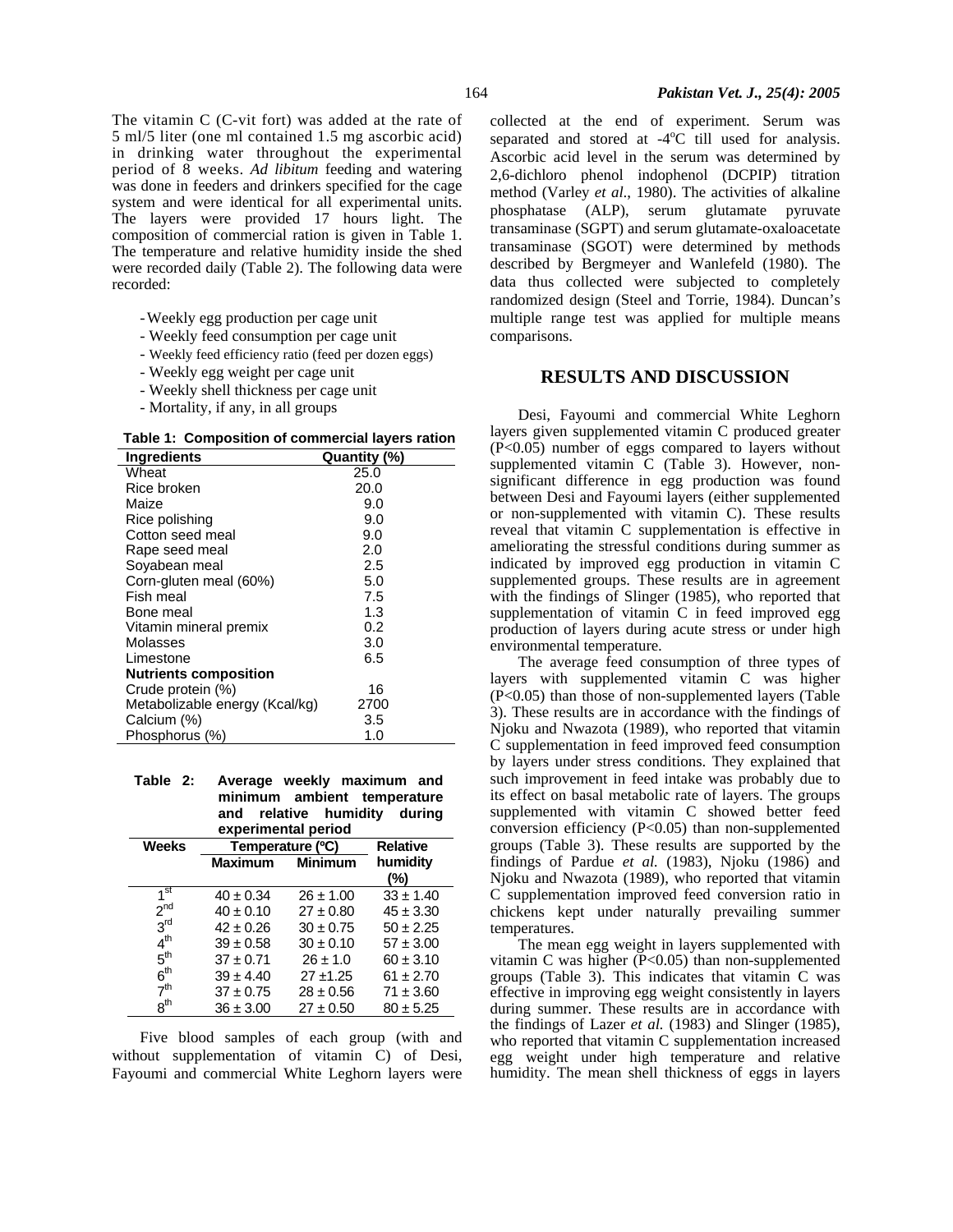The vitamin C (C-vit fort) was added at the rate of 5 ml/5 liter (one ml contained 1.5 mg ascorbic acid) in drinking water throughout the experimental period of 8 weeks. *Ad libitum* feeding and watering was done in feeders and drinkers specified for the cage system and were identical for all experimental units. The layers were provided 17 hours light. The composition of commercial ration is given in Table 1. The temperature and relative humidity inside the shed were recorded daily (Table 2). The following data were recorded:

- Weekly egg production per cage unit
- Weekly feed consumption per cage unit
- Weekly feed efficiency ratio (feed per dozen eggs)
- Weekly egg weight per cage unit
- Weekly shell thickness per cage unit
- Mortality, if any, in all groups

**Table 1: Composition of commercial layers ration**

| Ingredients | Quantity (%) |
|---|---|
| Wheat | 25.0 |
| Rice broken | 20.0 |
| Maize | 9.0 |
| Rice polishing | 9.0 |
| Cotton seed meal | 9.0 |
| Rape seed meal | 2.0 |
| Soyabean meal | 2.5 |
| Corn-gluten meal (60%) | 5.0 |
| Fish meal | 7.5 |
| Bone meal | 1.3 |
| Vitamin mineral premix | 0.2 |
| Molasses | 3.0 |
| Limestone | 6.5 |
| **Nutrients composition** | |
| Crude protein (%) | 16 |
| Metabolizable energy (Kcal/kg) | 2700 |
| Calcium (%) | 3.5 |
| Phosphorus (%) | 1.0 |

**Table 2: Average weekly maximum and minimum ambient temperature and relative humidity during experimental period**

| Weeks | Temperature (ºC) | | Relative humidity (%) |
|---|---|---|---|
| | Maximum | Minimum | |
| 1st | 40 ± 0.34 | 26 ± 1.00 | 33 ± 1.40 |
| 2nd | 40 ± 0.10 | 27 ± 0.80 | 45 ± 3.30 |
| 3rd | 42 ± 0.26 | 30 ± 0.75 | 50 ± 2.25 |
| 4th | 39 ± 0.58 | 30 ± 0.10 | 57 ± 3.00 |
| 5th | 37 ± 0.71 | 26 ± 1.0 | 60 ± 3.10 |
| 6th | 39 ± 4.40 | 27 ±1.25 | 61 ± 2.70 |
| 7th | 37 ± 0.75 | 28 ± 0.56 | 71 ± 3.60 |
| 8th | 36 ± 3.00 | 27 ± 0.50 | 80 ± 5.25 |

Five blood samples of each group (with and without supplementation of vitamin C) of Desi, Fayoumi and commercial White Leghorn layers were collected at the end of experiment. Serum was separated and stored at -4ºC till used for analysis. Ascorbic acid level in the serum was determined by 2,6-dichloro phenol indophenol (DCPIP) titration method (Varley *et al*., 1980). The activities of alkaline phosphatase (ALP), serum glutamate pyruvate transaminase (SGPT) and serum glutamate-oxaloacetate transaminase (SGOT) were determined by methods described by Bergmeyer and Wanlefeld (1980). The data thus collected were subjected to completely randomized design (Steel and Torrie, 1984). Duncan's multiple range test was applied for multiple means comparisons.

## RESULTS AND DISCUSSION

Desi, Fayoumi and commercial White Leghorn layers given supplemented vitamin C produced greater ($P<0.05$) number of eggs compared to layers without supplemented vitamin C (Table 3). However, non-significant difference in egg production was found between Desi and Fayoumi layers (either supplemented or non-supplemented with vitamin C). These results reveal that vitamin C supplementation is effective in ameliorating the stressful conditions during summer as indicated by improved egg production in vitamin C supplemented groups. These results are in agreement with the findings of Slinger (1985), who reported that supplementation of vitamin C in feed improved egg production of layers during acute stress or under high environmental temperature.

The average feed consumption of three types of layers with supplemented vitamin C was higher ($P<0.05$) than those of non-supplemented layers (Table 3). These results are in accordance with the findings of Njoku and Nwazota (1989), who reported that vitamin C supplementation in feed improved feed consumption by layers under stress conditions. They explained that such improvement in feed intake was probably due to its effect on basal metabolic rate of layers. The groups supplemented with vitamin C showed better feed conversion efficiency ($P<0.05$) than non-supplemented groups (Table 3). These results are supported by the findings of Pardue *et al.* (1983), Njoku (1986) and Njoku and Nwazota (1989), who reported that vitamin C supplementation improved feed conversion ratio in chickens kept under naturally prevailing summer temperatures.

The mean egg weight in layers supplemented with vitamin C was higher ($P<0.05$) than non-supplemented groups (Table 3). This indicates that vitamin C was effective in improving egg weight consistently in layers during summer. These results are in accordance with the findings of Lazer *et al.* (1983) and Slinger (1985), who reported that vitamin C supplementation increased egg weight under high temperature and relative humidity. The mean shell thickness of eggs in layers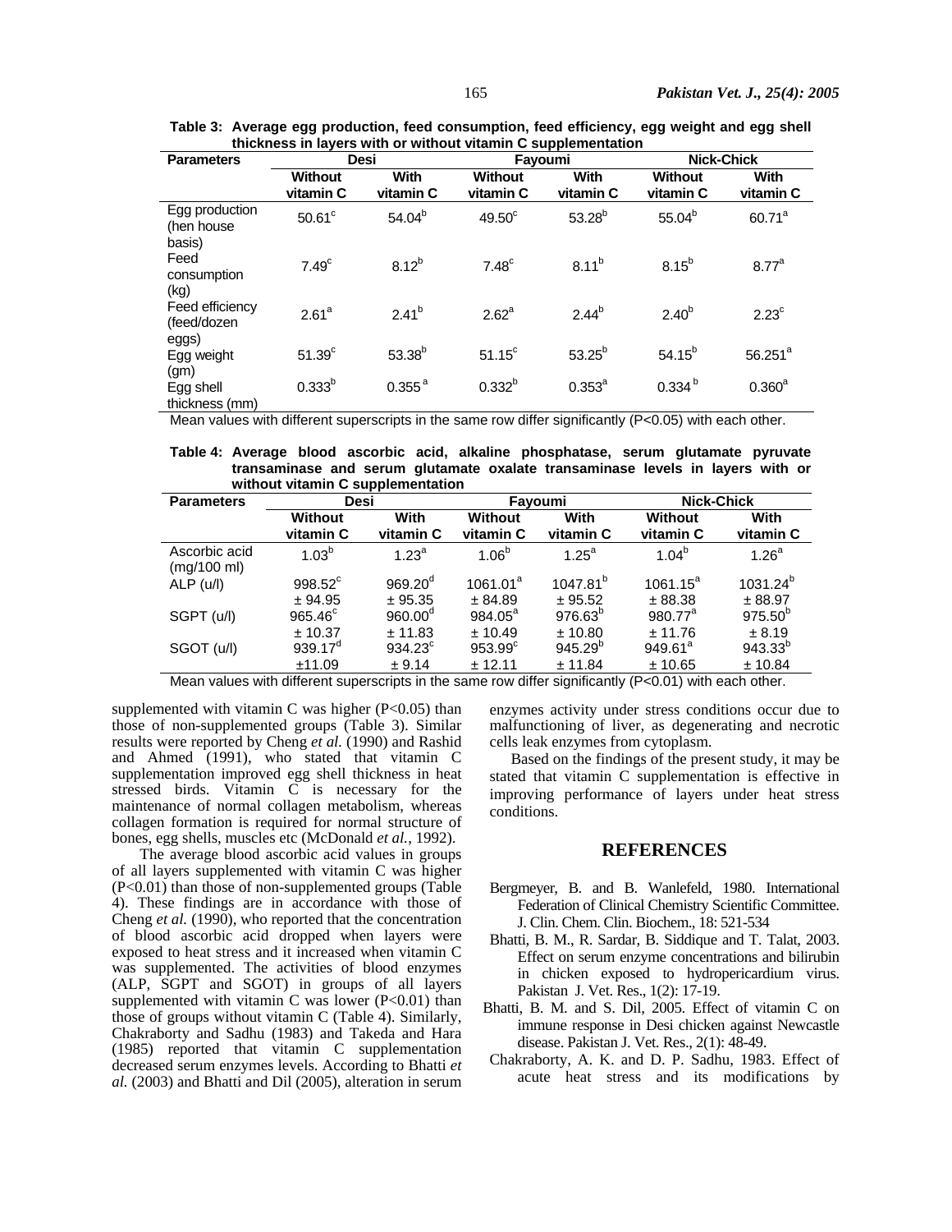**Table 3: Average egg production, feed consumption, feed efficiency, egg weight and egg shell thickness in layers with or without vitamin C supplementation**

| Parameters | Desi | | Fayoumi | | Nick-Chick | |
|---|---|---|---|---|---|---|
| | Without vitamin C | With vitamin C | Without vitamin C | With vitamin C | Without vitamin C | With vitamin C |
| Egg production (hen house basis) | 50.61[c] | 54.04[b] | 49.50[c] | 53.28[b] | 55.04[b] | 60.71[a] |
| Feed consumption (kg) | 7.49[c] | 8.12[b] | 7.48[c] | 8.11[b] | 8.15[b] | 8.77[a] |
| Feed efficiency (feed/dozen eggs) | 2.61[a] | 2.41[b] | 2.62[a] | 2.44[b] | 2.40[b] | 2.23[c] |
| Egg weight (gm) | 51.39[c] | 53.38[b] | 51.15[c] | 53.25[b] | 54.15[b] | 56.251[a] |
| Egg shell thickness (mm) | 0.333[b] | 0.355[a] | 0.332[b] | 0.353[a] | 0.334[b] | 0.360[a] |

Mean values with different superscripts in the same row differ significantly ($P<0.05$) with each other.

**Table 4: Average blood ascorbic acid, alkaline phosphatase, serum glutamate pyruvate transaminase and serum glutamate oxalate transaminase levels in layers with or without vitamin C supplementation**

| Parameters | Desi | | Fayoumi | | Nick-Chick | |
|---|---|---|---|---|---|---|
| | Without vitamin C | With vitamin C | Without vitamin C | With vitamin C | Without vitamin C | With vitamin C |
| Ascorbic acid (mg/100 ml) | 1.03[b] | 1.23[a] | 1.06[b] | 1.25[a] | 1.04[b] | 1.26[a] |
| ALP (u/l) | 998.52[c] ± 94.95 | 969.20[d] ± 95.35 | 1061.01[a] ± 84.89 | 1047.81[b] ± 95.52 | 1061.15[a] ± 88.38 | 1031.24[b] ± 88.97 |
| SGPT (u/l) | 965.46[c] ± 10.37 | 960.00[d] ± 11.83 | 984.05[a] ± 10.49 | 976.63[b] ± 10.80 | 980.77[a] ± 11.76 | 975.50[b] ± 8.19 |
| SGOT (u/l) | 939.17[d] ±11.09 | 934.23[c] ± 9.14 | 953.99[c] ± 12.11 | 945.29[b] ± 11.84 | 949.61[a] ± 10.65 | 943.33[b] ± 10.84 |

Mean values with different superscripts in the same row differ significantly ($P<0.01$) with each other.

supplemented with vitamin C was higher ($P<0.05$) than those of non-supplemented groups (Table 3). Similar results were reported by Cheng *et al.* (1990) and Rashid and Ahmed (1991), who stated that vitamin C supplementation improved egg shell thickness in heat stressed birds. Vitamin C is necessary for the maintenance of normal collagen metabolism, whereas collagen formation is required for normal structure of bones, egg shells, muscles etc (McDonald *et al.*, 1992).

The average blood ascorbic acid values in groups of all layers supplemented with vitamin C was higher ($P<0.01$) than those of non-supplemented groups (Table 4). These findings are in accordance with those of Cheng *et al.* (1990), who reported that the concentration of blood ascorbic acid dropped when layers were exposed to heat stress and it increased when vitamin C was supplemented. The activities of blood enzymes (ALP, SGPT and SGOT) in groups of all layers supplemented with vitamin C was lower ($P<0.01$) than those of groups without vitamin C (Table 4). Similarly, Chakraborty and Sadhu (1983) and Takeda and Hara (1985) reported that vitamin C supplementation decreased serum enzymes levels. According to Bhatti *et al.* (2003) and Bhatti and Dil (2005), alteration in serum enzymes activity under stress conditions occur due to malfunctioning of liver, as degenerating and necrotic cells leak enzymes from cytoplasm.

Based on the findings of the present study, it may be stated that vitamin C supplementation is effective in improving performance of layers under heat stress conditions.

## REFERENCES

Bergmeyer, B. and B. Wanlefeld, 1980. International Federation of Clinical Chemistry Scientific Committee. J. Clin. Chem. Clin. Biochem., 18: 521-534

Bhatti, B. M., R. Sardar, B. Siddique and T. Talat, 2003. Effect on serum enzyme concentrations and bilirubin in chicken exposed to hydropericardium virus. Pakistan J. Vet. Res., 1(2): 17-19.

Bhatti, B. M. and S. Dil, 2005. Effect of vitamin C on immune response in Desi chicken against Newcastle disease. Pakistan J. Vet. Res., 2(1): 48-49.

Chakraborty, A. K. and D. P. Sadhu, 1983. Effect of acute heat stress and its modifications by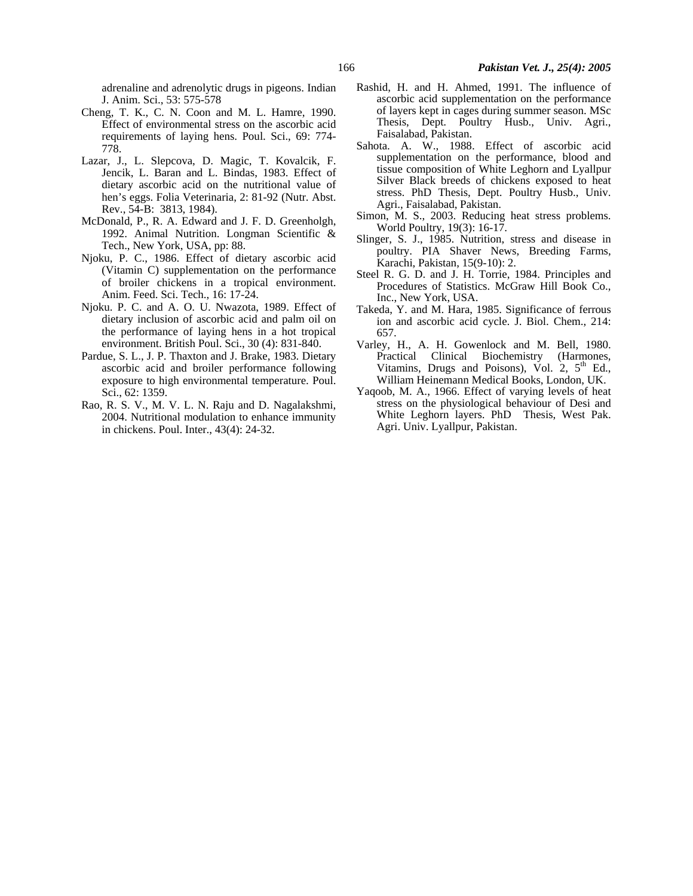adrenaline and adrenolytic drugs in pigeons. Indian J. Anim. Sci., 53: 575-578

Cheng, T. K., C. N. Coon and M. L. Hamre, 1990. Effect of environmental stress on the ascorbic acid requirements of laying hens. Poul. Sci., 69: 774-778.

Lazar, J., L. Slepcova, D. Magic, T. Kovalcik, F. Jencik, L. Baran and L. Bindas, 1983. Effect of dietary ascorbic acid on the nutritional value of hen's eggs. Folia Veterinaria, 2: 81-92 (Nutr. Abst. Rev., 54-B: 3813, 1984).

McDonald, P., R. A. Edward and J. F. D. Greenholgh, 1992. Animal Nutrition. Longman Scientific & Tech., New York, USA, pp: 88.

Njoku, P. C., 1986. Effect of dietary ascorbic acid (Vitamin C) supplementation on the performance of broiler chickens in a tropical environment. Anim. Feed. Sci. Tech., 16: 17-24.

Njoku. P. C. and A. O. U. Nwazota, 1989. Effect of dietary inclusion of ascorbic acid and palm oil on the performance of laying hens in a hot tropical environment. British Poul. Sci., 30 (4): 831-840.

Pardue, S. L., J. P. Thaxton and J. Brake, 1983. Dietary ascorbic acid and broiler performance following exposure to high environmental temperature. Poul. Sci., 62: 1359.

Rao, R. S. V., M. V. L. N. Raju and D. Nagalakshmi, 2004. Nutritional modulation to enhance immunity in chickens. Poul. Inter., 43(4): 24-32.

Rashid, H. and H. Ahmed, 1991. The influence of ascorbic acid supplementation on the performance of layers kept in cages during summer season. MSc Thesis, Dept. Poultry Husb., Univ. Agri., Faisalabad, Pakistan.

Sahota. A. W., 1988. Effect of ascorbic acid supplementation on the performance, blood and tissue composition of White Leghorn and Lyallpur Silver Black breeds of chickens exposed to heat stress. PhD Thesis, Dept. Poultry Husb., Univ. Agri., Faisalabad, Pakistan.

Simon, M. S., 2003. Reducing heat stress problems. World Poultry, 19(3): 16-17.

Slinger, S. J., 1985. Nutrition, stress and disease in poultry. PIA Shaver News, Breeding Farms, Karachi, Pakistan, 15(9-10): 2.

Steel R. G. D. and J. H. Torrie, 1984. Principles and Procedures of Statistics. McGraw Hill Book Co., Inc., New York, USA.

Takeda, Y. and M. Hara, 1985. Significance of ferrous ion and ascorbic acid cycle. J. Biol. Chem., 214: 657.

Varley, H., A. H. Gowenlock and M. Bell, 1980. Practical Clinical Biochemistry (Harmones, Vitamins, Drugs and Poisons), Vol. 2, 5th Ed., William Heinemann Medical Books, London, UK.

Yaqoob, M. A., 1966. Effect of varying levels of heat stress on the physiological behaviour of Desi and White Leghorn layers. PhD Thesis, West Pak. Agri. Univ. Lyallpur, Pakistan.